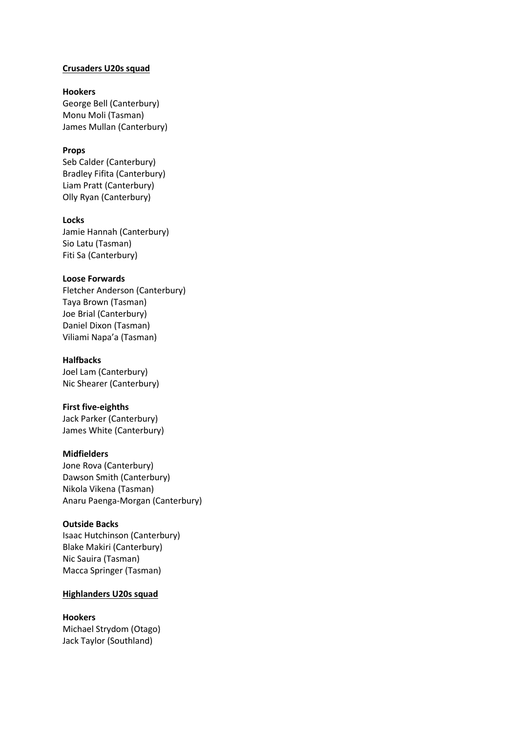## Crusaders U20s squad

**Hookers**
George Bell (Canterbury)
Monu Moli (Tasman)
James Mullan (Canterbury)

**Props**
Seb Calder (Canterbury)
Bradley Fifita (Canterbury)
Liam Pratt (Canterbury)
Olly Ryan (Canterbury)

**Locks**
Jamie Hannah (Canterbury)
Sio Latu (Tasman)
Fiti Sa (Canterbury)

**Loose Forwards**
Fletcher Anderson (Canterbury)
Taya Brown (Tasman)
Joe Brial (Canterbury)
Daniel Dixon (Tasman)
Viliami Napa'a (Tasman)

**Halfbacks**
Joel Lam (Canterbury)
Nic Shearer (Canterbury)

**First five-eighths**
Jack Parker (Canterbury)
James White (Canterbury)

**Midfielders**
Jone Rova (Canterbury)
Dawson Smith (Canterbury)
Nikola Vikena (Tasman)
Anaru Paenga-Morgan (Canterbury)

**Outside Backs**
Isaac Hutchinson (Canterbury)
Blake Makiri (Canterbury)
Nic Sauira (Tasman)
Macca Springer (Tasman)

## Highlanders U20s squad

**Hookers**
Michael Strydom (Otago)
Jack Taylor (Southland)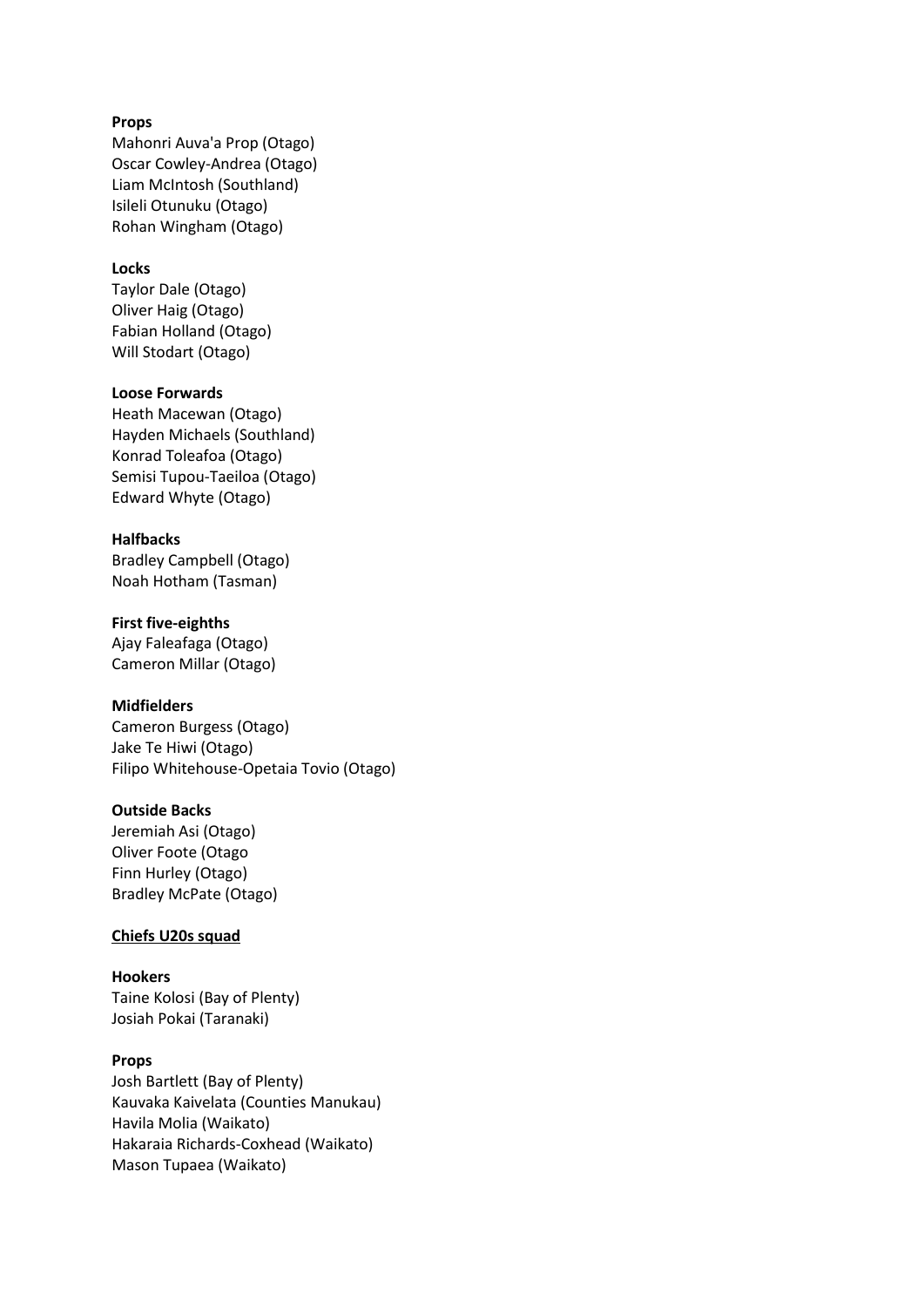**Props**

Mahonri Auva'a Prop (Otago)
Oscar Cowley-Andrea (Otago)
Liam McIntosh (Southland)
Isileli Otunuku (Otago)
Rohan Wingham (Otago)

**Locks**

Taylor Dale (Otago)
Oliver Haig (Otago)
Fabian Holland (Otago)
Will Stodart (Otago)

**Loose Forwards**

Heath Macewan (Otago)
Hayden Michaels (Southland)
Konrad Toleafoa (Otago)
Semisi Tupou-Taeiloa (Otago)
Edward Whyte (Otago)

**Halfbacks**

Bradley Campbell (Otago)
Noah Hotham (Tasman)

**First five-eighths**

Ajay Faleafaga (Otago)
Cameron Millar (Otago)

**Midfielders**

Cameron Burgess (Otago)
Jake Te Hiwi (Otago)
Filipo Whitehouse-Opetaia Tovio (Otago)

**Outside Backs**

Jeremiah Asi (Otago)
Oliver Foote (Otago
Finn Hurley (Otago)
Bradley McPate (Otago)

**Chiefs U20s squad**

**Hookers**

Taine Kolosi (Bay of Plenty)
Josiah Pokai (Taranaki)

**Props**

Josh Bartlett (Bay of Plenty)
Kauvaka Kaivelata (Counties Manukau)
Havila Molia (Waikato)
Hakaraia Richards-Coxhead (Waikato)
Mason Tupaea (Waikato)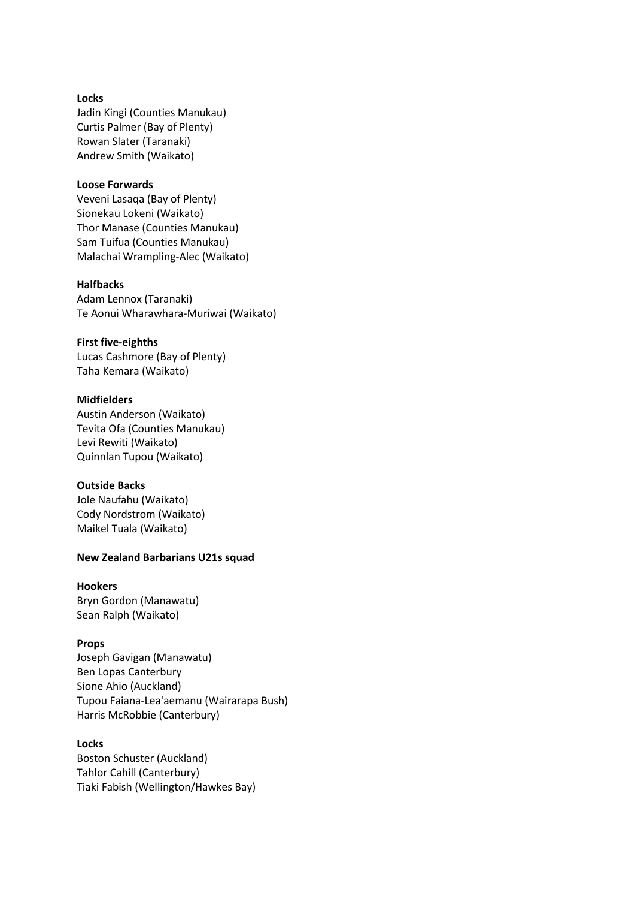**Locks**

Jadin Kingi (Counties Manukau)
Curtis Palmer (Bay of Plenty)
Rowan Slater (Taranaki)
Andrew Smith (Waikato)

**Loose Forwards**

Veveni Lasaqa (Bay of Plenty)
Sionekau Lokeni (Waikato)
Thor Manase (Counties Manukau)
Sam Tuifua (Counties Manukau)
Malachai Wrampling-Alec (Waikato)

**Halfbacks**

Adam Lennox (Taranaki)
Te Aonui Wharawhara-Muriwai (Waikato)

**First five-eighths**

Lucas Cashmore (Bay of Plenty)
Taha Kemara (Waikato)

**Midfielders**

Austin Anderson (Waikato)
Tevita Ofa (Counties Manukau)
Levi Rewiti (Waikato)
Quinnlan Tupou (Waikato)

**Outside Backs**

Jole Naufahu (Waikato)
Cody Nordstrom (Waikato)
Maikel Tuala (Waikato)

**New Zealand Barbarians U21s squad**

**Hookers**

Bryn Gordon (Manawatu)
Sean Ralph (Waikato)

**Props**

Joseph Gavigan (Manawatu)
Ben Lopas Canterbury
Sione Ahio (Auckland)
Tupou Faiana-Lea'aemanu (Wairarapa Bush)
Harris McRobbie (Canterbury)

**Locks**

Boston Schuster (Auckland)
Tahlor Cahill (Canterbury)
Tiaki Fabish (Wellington/Hawkes Bay)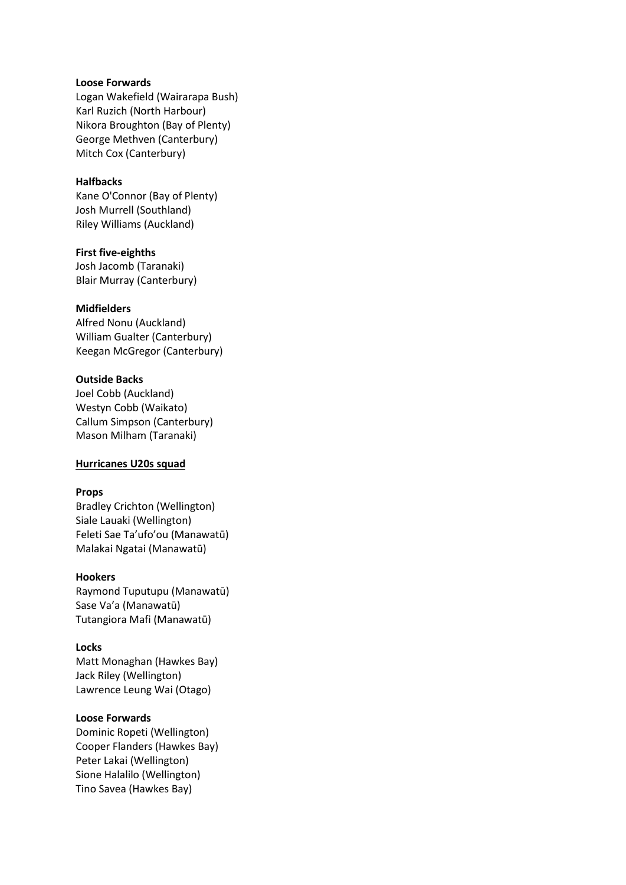**Loose Forwards**

Logan Wakefield (Wairarapa Bush)
Karl Ruzich (North Harbour)
Nikora Broughton (Bay of Plenty)
George Methven (Canterbury)
Mitch Cox (Canterbury)

**Halfbacks**

Kane O'Connor (Bay of Plenty)
Josh Murrell (Southland)
Riley Williams (Auckland)

**First five-eighths**

Josh Jacomb (Taranaki)
Blair Murray (Canterbury)

**Midfielders**

Alfred Nonu (Auckland)
William Gualter (Canterbury)
Keegan McGregor (Canterbury)

**Outside Backs**

Joel Cobb (Auckland)
Westyn Cobb (Waikato)
Callum Simpson (Canterbury)
Mason Milham (Taranaki)

**Hurricanes U20s squad**

**Props**

Bradley Crichton (Wellington)
Siale Lauaki (Wellington)
Feleti Sae Ta'ufo'ou (Manawatū)
Malakai Ngatai (Manawatū)

**Hookers**

Raymond Tuputupu (Manawatū)
Sase Va'a (Manawatū)
Tutangiora Mafi (Manawatū)

**Locks**

Matt Monaghan (Hawkes Bay)
Jack Riley (Wellington)
Lawrence Leung Wai (Otago)

**Loose Forwards**

Dominic Ropeti (Wellington)
Cooper Flanders (Hawkes Bay)
Peter Lakai (Wellington)
Sione Halalilo (Wellington)
Tino Savea (Hawkes Bay)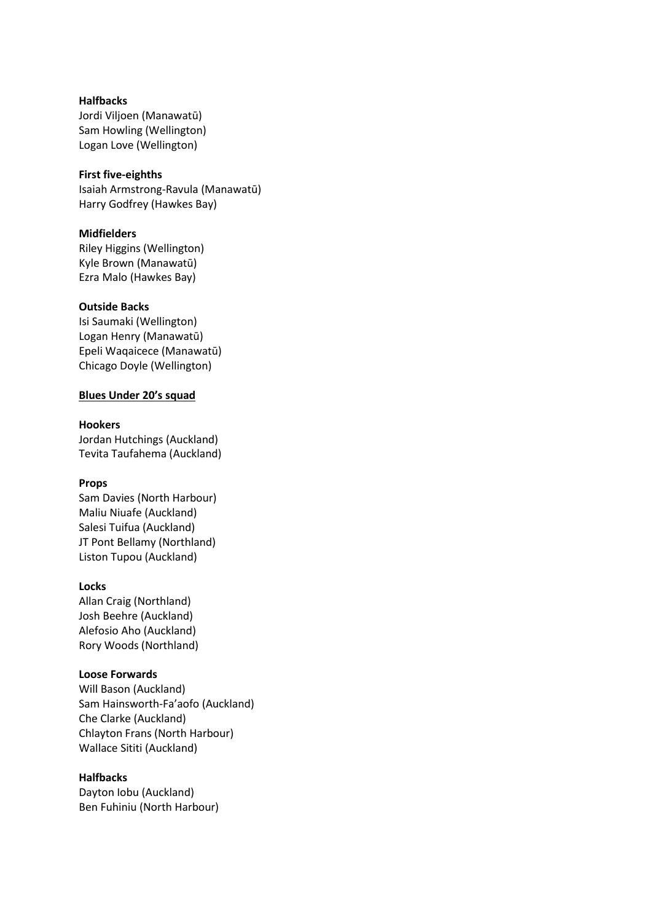**Halfbacks**
Jordi Viljoen (Manawatū)
Sam Howling (Wellington)
Logan Love (Wellington)

**First five-eighths**
Isaiah Armstrong-Ravula (Manawatū)
Harry Godfrey (Hawkes Bay)

**Midfielders**
Riley Higgins (Wellington)
Kyle Brown (Manawatū)
Ezra Malo (Hawkes Bay)

**Outside Backs**
Isi Saumaki (Wellington)
Logan Henry (Manawatū)
Epeli Waqaicece (Manawatū)
Chicago Doyle (Wellington)

**Blues Under 20's squad**

**Hookers**
Jordan Hutchings (Auckland)
Tevita Taufahema (Auckland)

**Props**
Sam Davies (North Harbour)
Maliu Niuafe (Auckland)
Salesi Tuifua (Auckland)
JT Pont Bellamy (Northland)
Liston Tupou (Auckland)

**Locks**
Allan Craig (Northland)
Josh Beehre (Auckland)
Alefosio Aho (Auckland)
Rory Woods (Northland)

**Loose Forwards**
Will Bason (Auckland)
Sam Hainsworth-Fa'aofo (Auckland)
Che Clarke (Auckland)
Chlayton Frans (North Harbour)
Wallace Sititi (Auckland)

**Halfbacks**
Dayton Iobu (Auckland)
Ben Fuhiniu (North Harbour)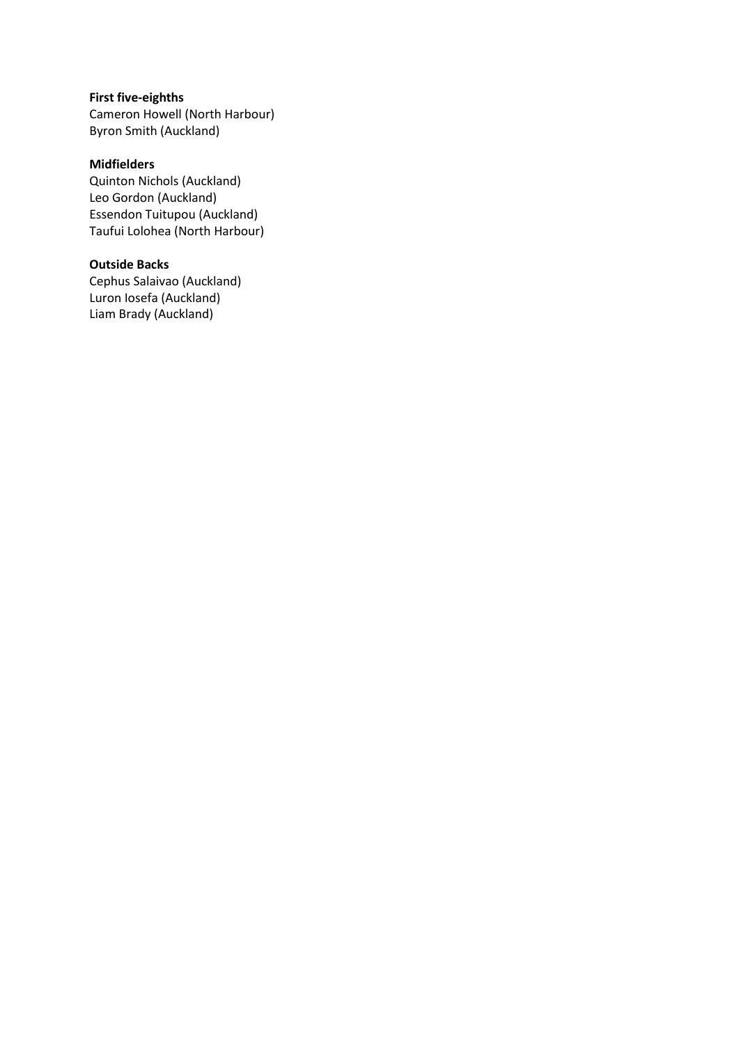**First five-eighths**
Cameron Howell (North Harbour)
Byron Smith (Auckland)

**Midfielders**
Quinton Nichols (Auckland)
Leo Gordon (Auckland)
Essendon Tuitupou (Auckland)
Taufui Lolohea (North Harbour)

**Outside Backs**
Cephus Salaivao (Auckland)
Luron Iosefa (Auckland)
Liam Brady (Auckland)